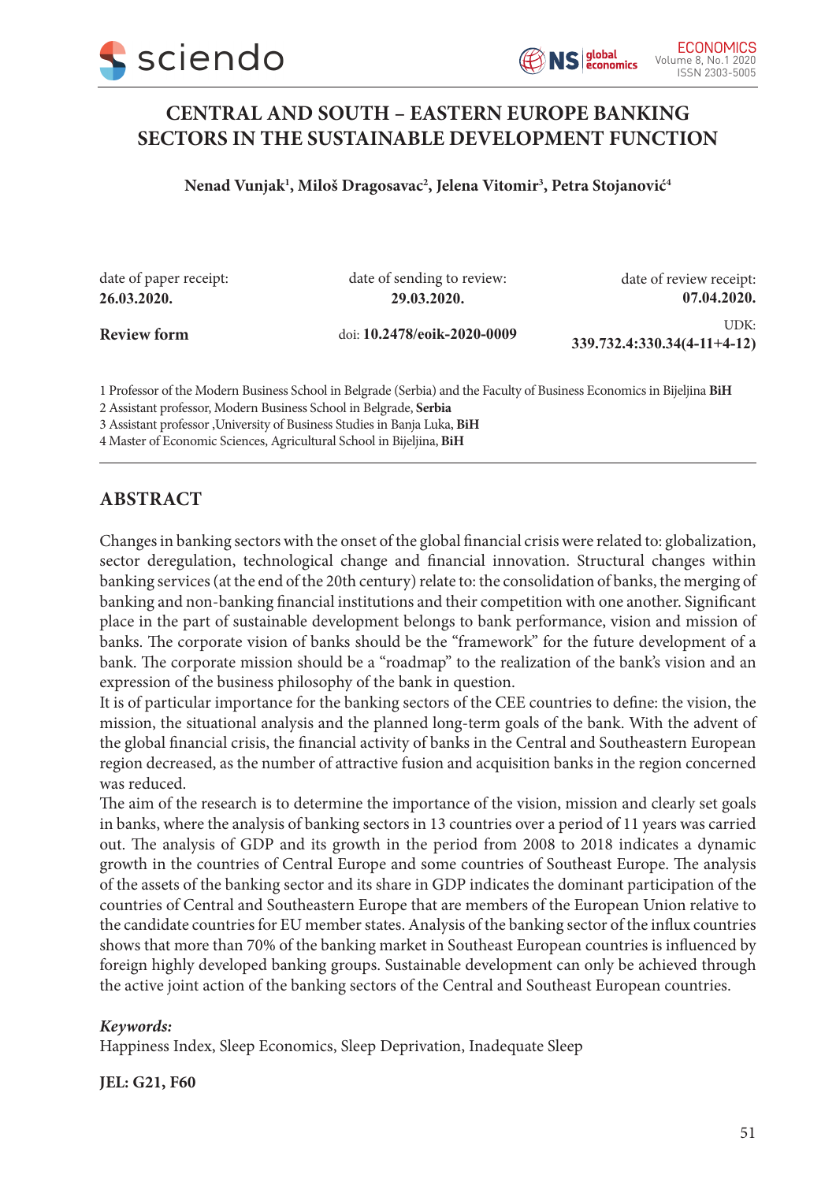# CENTRAL AND SOUTH – EASTERN EUROPE BANKING SECTORS IN THE SUSTAINABLE DEVELOPMENT FUNCTION

**Nenad Vunjak[1], Miloš Dragosavac[2], Jelena Vitomir[3], Petra Stojanović[4]**

| date of paper receipt: | date of sending to review: | date of review receipt: |
|---|---|---|
| **26.03.2020.** | **29.03.2020.** | **07.04.2020.** |
| **Review form** | doi: **10.2478/eoik-2020-0009** | UDK: **339.732.4:330.34(4-11+4-12)** |

1 Professor of the Modern Business School in Belgrade (Serbia) and the Faculty of Business Economics in Bijeljina **BiH**
2 Assistant professor, Modern Business School in Belgrade, **Serbia**
3 Assistant professor ,University of Business Studies in Banja Luka, **BiH**
4 Master of Economic Sciences, Agricultural School in Bijeljina, **BiH**

## ABSTRACT

Changes in banking sectors with the onset of the global financial crisis were related to: globalization, sector deregulation, technological change and financial innovation. Structural changes within banking services (at the end of the 20th century) relate to: the consolidation of banks, the merging of banking and non-banking financial institutions and their competition with one another. Significant place in the part of sustainable development belongs to bank performance, vision and mission of banks. The corporate vision of banks should be the "framework" for the future development of a bank. The corporate mission should be a "roadmap" to the realization of the bank's vision and an expression of the business philosophy of the bank in question.

It is of particular importance for the banking sectors of the CEE countries to define: the vision, the mission, the situational analysis and the planned long-term goals of the bank. With the advent of the global financial crisis, the financial activity of banks in the Central and Southeastern European region decreased, as the number of attractive fusion and acquisition banks in the region concerned was reduced.

The aim of the research is to determine the importance of the vision, mission and clearly set goals in banks, where the analysis of banking sectors in 13 countries over a period of 11 years was carried out. The analysis of GDP and its growth in the period from 2008 to 2018 indicates a dynamic growth in the countries of Central Europe and some countries of Southeast Europe. The analysis of the assets of the banking sector and its share in GDP indicates the dominant participation of the countries of Central and Southeastern Europe that are members of the European Union relative to the candidate countries for EU member states. Analysis of the banking sector of the influx countries shows that more than 70% of the banking market in Southeast European countries is influenced by foreign highly developed banking groups. Sustainable development can only be achieved through the active joint action of the banking sectors of the Central and Southeast European countries.

***Keywords:***
Happiness Index, Sleep Economics, Sleep Deprivation, Inadequate Sleep

**JEL: G21, F60**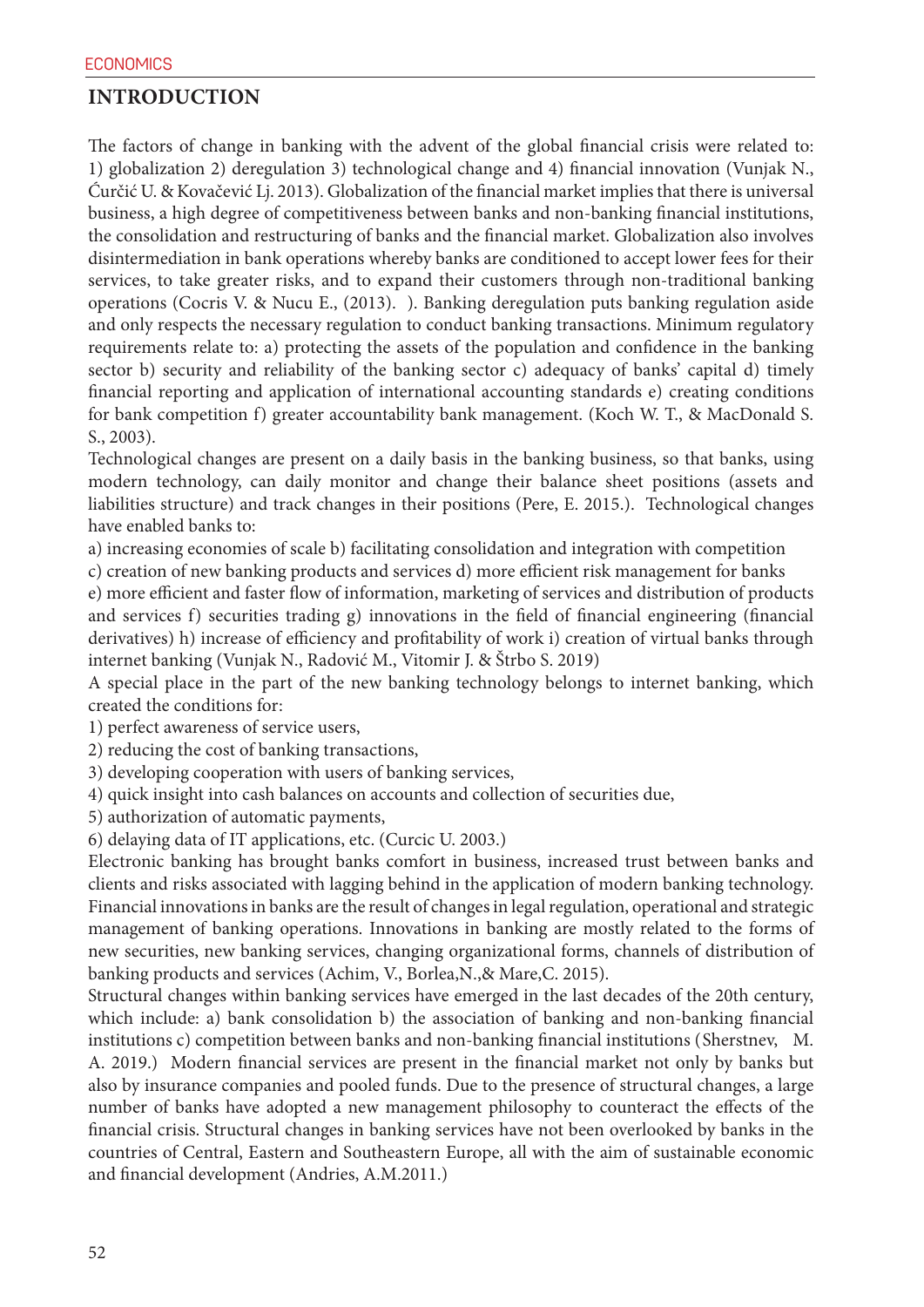## INTRODUCTION

The factors of change in banking with the advent of the global financial crisis were related to: 1) globalization 2) deregulation 3) technological change and 4) financial innovation (Vunjak N., Ćurčić U. & Kovačević Lj. 2013). Globalization of the financial market implies that there is universal business, a high degree of competitiveness between banks and non-banking financial institutions, the consolidation and restructuring of banks and the financial market. Globalization also involves disintermediation in bank operations whereby banks are conditioned to accept lower fees for their services, to take greater risks, and to expand their customers through non-traditional banking operations (Cocris V. & Nucu E., (2013). ). Banking deregulation puts banking regulation aside and only respects the necessary regulation to conduct banking transactions. Minimum regulatory requirements relate to: a) protecting the assets of the population and confidence in the banking sector b) security and reliability of the banking sector c) adequacy of banks' capital d) timely financial reporting and application of international accounting standards e) creating conditions for bank competition f) greater accountability bank management. (Koch W. T., & MacDonald S. S., 2003).

Technological changes are present on a daily basis in the banking business, so that banks, using modern technology, can daily monitor and change their balance sheet positions (assets and liabilities structure) and track changes in their positions (Pere, E. 2015.). Technological changes have enabled banks to:

a) increasing economies of scale b) facilitating consolidation and integration with competition c) creation of new banking products and services d) more efficient risk management for banks e) more efficient and faster flow of information, marketing of services and distribution of products and services f) securities trading g) innovations in the field of financial engineering (financial derivatives) h) increase of efficiency and profitability of work i) creation of virtual banks through internet banking (Vunjak N., Radović M., Vitomir J. & Štrbo S. 2019)

A special place in the part of the new banking technology belongs to internet banking, which created the conditions for:

1) perfect awareness of service users,
2) reducing the cost of banking transactions,
3) developing cooperation with users of banking services,
4) quick insight into cash balances on accounts and collection of securities due,
5) authorization of automatic payments,
6) delaying data of IT applications, etc. (Curcic U. 2003.)

Electronic banking has brought banks comfort in business, increased trust between banks and clients and risks associated with lagging behind in the application of modern banking technology. Financial innovations in banks are the result of changes in legal regulation, operational and strategic management of banking operations. Innovations in banking are mostly related to the forms of new securities, new banking services, changing organizational forms, channels of distribution of banking products and services (Achim, V., Borlea,N.,& Mare,C. 2015).

Structural changes within banking services have emerged in the last decades of the 20th century, which include: a) bank consolidation b) the association of banking and non-banking financial institutions c) competition between banks and non-banking financial institutions (Sherstnev, M. A. 2019.) Modern financial services are present in the financial market not only by banks but also by insurance companies and pooled funds. Due to the presence of structural changes, a large number of banks have adopted a new management philosophy to counteract the effects of the financial crisis. Structural changes in banking services have not been overlooked by banks in the countries of Central, Eastern and Southeastern Europe, all with the aim of sustainable economic and financial development (Andries, A.M.2011.)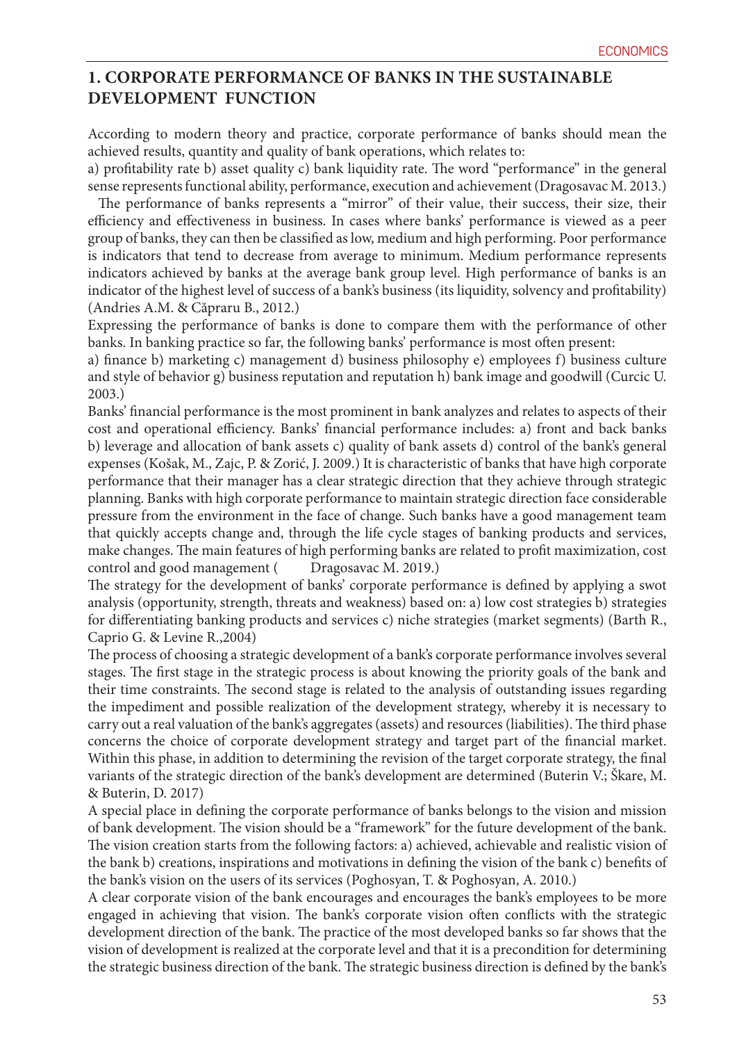## 1. CORPORATE PERFORMANCE OF BANKS IN THE SUSTAINABLE DEVELOPMENT FUNCTION

According to modern theory and practice, corporate performance of banks should mean the achieved results, quantity and quality of bank operations, which relates to:
a) profitability rate b) asset quality c) bank liquidity rate. The word "performance" in the general sense represents functional ability, performance, execution and achievement (Dragosavac M. 2013.)

The performance of banks represents a "mirror" of their value, their success, their size, their efficiency and effectiveness in business. In cases where banks' performance is viewed as a peer group of banks, they can then be classified as low, medium and high performing. Poor performance is indicators that tend to decrease from average to minimum. Medium performance represents indicators achieved by banks at the average bank group level. High performance of banks is an indicator of the highest level of success of a bank's business (its liquidity, solvency and profitability) (Andries A.M. & Căpraru B., 2012.)

Expressing the performance of banks is done to compare them with the performance of other banks. In banking practice so far, the following banks' performance is most often present:
a) finance b) marketing c) management d) business philosophy e) employees f) business culture and style of behavior g) business reputation and reputation h) bank image and goodwill (Curcic U. 2003.)

Banks' financial performance is the most prominent in bank analyzes and relates to aspects of their cost and operational efficiency. Banks' financial performance includes: a) front and back banks b) leverage and allocation of bank assets c) quality of bank assets d) control of the bank's general expenses (Košak, M., Zajc, P. & Zorić, J. 2009.) It is characteristic of banks that have high corporate performance that their manager has a clear strategic direction that they achieve through strategic planning. Banks with high corporate performance to maintain strategic direction face considerable pressure from the environment in the face of change. Such banks have a good management team that quickly accepts change and, through the life cycle stages of banking products and services, make changes. The main features of high performing banks are related to profit maximization, cost control and good management ( Dragosavac M. 2019.)

The strategy for the development of banks' corporate performance is defined by applying a swot analysis (opportunity, strength, threats and weakness) based on: a) low cost strategies b) strategies for differentiating banking products and services c) niche strategies (market segments) (Barth R., Caprio G. & Levine R.,2004)

The process of choosing a strategic development of a bank's corporate performance involves several stages. The first stage in the strategic process is about knowing the priority goals of the bank and their time constraints. The second stage is related to the analysis of outstanding issues regarding the impediment and possible realization of the development strategy, whereby it is necessary to carry out a real valuation of the bank's aggregates (assets) and resources (liabilities). The third phase concerns the choice of corporate development strategy and target part of the financial market. Within this phase, in addition to determining the revision of the target corporate strategy, the final variants of the strategic direction of the bank's development are determined (Buterin V.; Škare, M. & Buterin, D. 2017)

A special place in defining the corporate performance of banks belongs to the vision and mission of bank development. The vision should be a "framework" for the future development of the bank. The vision creation starts from the following factors: a) achieved, achievable and realistic vision of the bank b) creations, inspirations and motivations in defining the vision of the bank c) benefits of the bank's vision on the users of its services (Poghosyan, T. & Poghosyan, A. 2010.)

A clear corporate vision of the bank encourages and encourages the bank's employees to be more engaged in achieving that vision. The bank's corporate vision often conflicts with the strategic development direction of the bank. The practice of the most developed banks so far shows that the vision of development is realized at the corporate level and that it is a precondition for determining the strategic business direction of the bank. The strategic business direction is defined by the bank's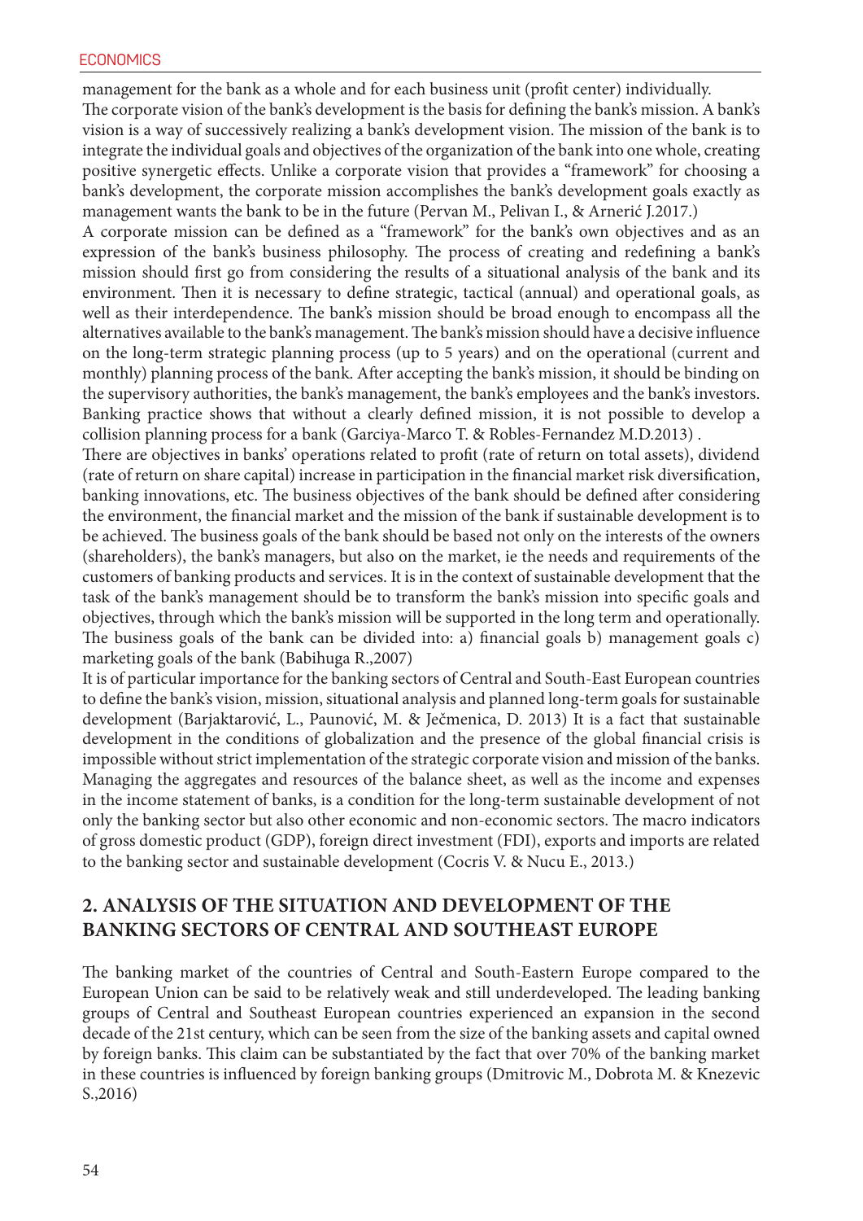management for the bank as a whole and for each business unit (profit center) individually.

The corporate vision of the bank's development is the basis for defining the bank's mission. A bank's vision is a way of successively realizing a bank's development vision. The mission of the bank is to integrate the individual goals and objectives of the organization of the bank into one whole, creating positive synergetic effects. Unlike a corporate vision that provides a "framework" for choosing a bank's development, the corporate mission accomplishes the bank's development goals exactly as management wants the bank to be in the future (Pervan M., Pelivan I., & Arnerić J.2017.)

A corporate mission can be defined as a "framework" for the bank's own objectives and as an expression of the bank's business philosophy. The process of creating and redefining a bank's mission should first go from considering the results of a situational analysis of the bank and its environment. Then it is necessary to define strategic, tactical (annual) and operational goals, as well as their interdependence. The bank's mission should be broad enough to encompass all the alternatives available to the bank's management. The bank's mission should have a decisive influence on the long-term strategic planning process (up to 5 years) and on the operational (current and monthly) planning process of the bank. After accepting the bank's mission, it should be binding on the supervisory authorities, the bank's management, the bank's employees and the bank's investors. Banking practice shows that without a clearly defined mission, it is not possible to develop a collision planning process for a bank (Garciya-Marco T. & Robles-Fernandez M.D.2013) .

There are objectives in banks' operations related to profit (rate of return on total assets), dividend (rate of return on share capital) increase in participation in the financial market risk diversification, banking innovations, etc. The business objectives of the bank should be defined after considering the environment, the financial market and the mission of the bank if sustainable development is to be achieved. The business goals of the bank should be based not only on the interests of the owners (shareholders), the bank's managers, but also on the market, ie the needs and requirements of the customers of banking products and services. It is in the context of sustainable development that the task of the bank's management should be to transform the bank's mission into specific goals and objectives, through which the bank's mission will be supported in the long term and operationally. The business goals of the bank can be divided into: a) financial goals b) management goals c) marketing goals of the bank (Babihuga R.,2007)

It is of particular importance for the banking sectors of Central and South-East European countries to define the bank's vision, mission, situational analysis and planned long-term goals for sustainable development (Barjaktarović, L., Paunović, M. & Ječmenica, D. 2013) It is a fact that sustainable development in the conditions of globalization and the presence of the global financial crisis is impossible without strict implementation of the strategic corporate vision and mission of the banks. Managing the aggregates and resources of the balance sheet, as well as the income and expenses in the income statement of banks, is a condition for the long-term sustainable development of not only the banking sector but also other economic and non-economic sectors. The macro indicators of gross domestic product (GDP), foreign direct investment (FDI), exports and imports are related to the banking sector and sustainable development (Cocris V. & Nucu E., 2013.)

## 2. ANALYSIS OF THE SITUATION AND DEVELOPMENT OF THE BANKING SECTORS OF CENTRAL AND SOUTHEAST EUROPE

The banking market of the countries of Central and South-Eastern Europe compared to the European Union can be said to be relatively weak and still underdeveloped. The leading banking groups of Central and Southeast European countries experienced an expansion in the second decade of the 21st century, which can be seen from the size of the banking assets and capital owned by foreign banks. This claim can be substantiated by the fact that over 70% of the banking market in these countries is influenced by foreign banking groups (Dmitrovic M., Dobrota M. & Knezevic S.,2016)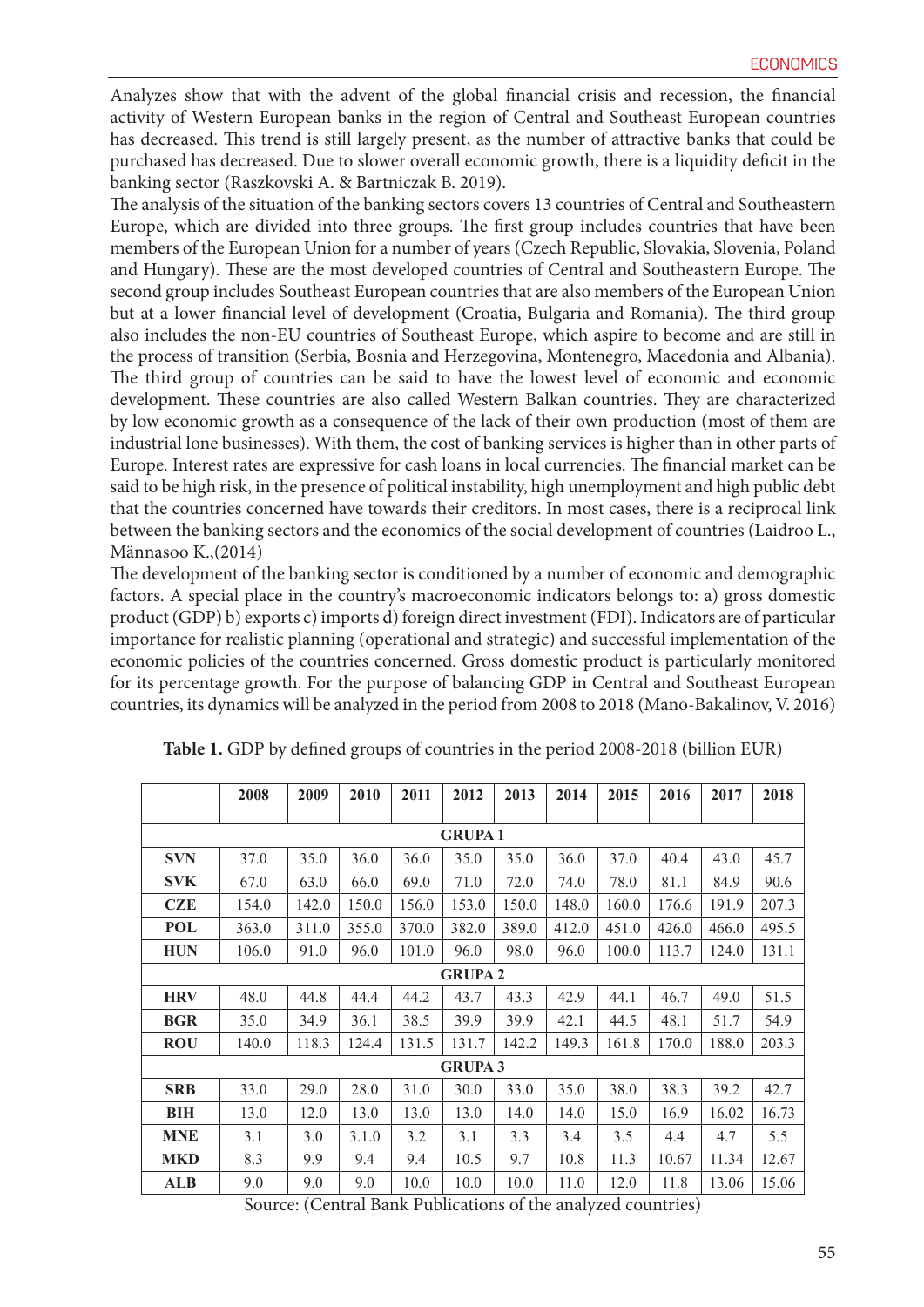Analyzes show that with the advent of the global financial crisis and recession, the financial activity of Western European banks in the region of Central and Southeast European countries has decreased. This trend is still largely present, as the number of attractive banks that could be purchased has decreased. Due to slower overall economic growth, there is a liquidity deficit in the banking sector (Raszkovski A. & Bartniczak B. 2019).

The analysis of the situation of the banking sectors covers 13 countries of Central and Southeastern Europe, which are divided into three groups. The first group includes countries that have been members of the European Union for a number of years (Czech Republic, Slovakia, Slovenia, Poland and Hungary). These are the most developed countries of Central and Southeastern Europe. The second group includes Southeast European countries that are also members of the European Union but at a lower financial level of development (Croatia, Bulgaria and Romania). The third group also includes the non-EU countries of Southeast Europe, which aspire to become and are still in the process of transition (Serbia, Bosnia and Herzegovina, Montenegro, Macedonia and Albania). The third group of countries can be said to have the lowest level of economic and economic development. These countries are also called Western Balkan countries. They are characterized by low economic growth as a consequence of the lack of their own production (most of them are industrial lone businesses). With them, the cost of banking services is higher than in other parts of Europe. Interest rates are expressive for cash loans in local currencies. The financial market can be said to be high risk, in the presence of political instability, high unemployment and high public debt that the countries concerned have towards their creditors. In most cases, there is a reciprocal link between the banking sectors and the economics of the social development of countries (Laidroo L., Männasoo K.,(2014)

The development of the banking sector is conditioned by a number of economic and demographic factors. A special place in the country's macroeconomic indicators belongs to: a) gross domestic product (GDP) b) exports c) imports d) foreign direct investment (FDI). Indicators are of particular importance for realistic planning (operational and strategic) and successful implementation of the economic policies of the countries concerned. Gross domestic product is particularly monitored for its percentage growth. For the purpose of balancing GDP in Central and Southeast European countries, its dynamics will be analyzed in the period from 2008 to 2018 (Mano-Bakalinov, V. 2016)

**Table 1.** GDP by defined groups of countries in the period 2008-2018 (billion EUR)

| | 2008 | 2009 | 2010 | 2011 | 2012 | 2013 | 2014 | 2015 | 2016 | 2017 | 2018 |
|---|---|---|---|---|---|---|---|---|---|---|---|
| **GRUPA 1** | | | | | | | | | | | |
| **SVN** | 37.0 | 35.0 | 36.0 | 36.0 | 35.0 | 35.0 | 36.0 | 37.0 | 40.4 | 43.0 | 45.7 |
| **SVK** | 67.0 | 63.0 | 66.0 | 69.0 | 71.0 | 72.0 | 74.0 | 78.0 | 81.1 | 84.9 | 90.6 |
| **CZE** | 154.0 | 142.0 | 150.0 | 156.0 | 153.0 | 150.0 | 148.0 | 160.0 | 176.6 | 191.9 | 207.3 |
| **POL** | 363.0 | 311.0 | 355.0 | 370.0 | 382.0 | 389.0 | 412.0 | 451.0 | 426.0 | 466.0 | 495.5 |
| **HUN** | 106.0 | 91.0 | 96.0 | 101.0 | 96.0 | 98.0 | 96.0 | 100.0 | 113.7 | 124.0 | 131.1 |
| **GRUPA 2** | | | | | | | | | | | |
| **HRV** | 48.0 | 44.8 | 44.4 | 44.2 | 43.7 | 43.3 | 42.9 | 44.1 | 46.7 | 49.0 | 51.5 |
| **BGR** | 35.0 | 34.9 | 36.1 | 38.5 | 39.9 | 39.9 | 42.1 | 44.5 | 48.1 | 51.7 | 54.9 |
| **ROU** | 140.0 | 118.3 | 124.4 | 131.5 | 131.7 | 142.2 | 149.3 | 161.8 | 170.0 | 188.0 | 203.3 |
| **GRUPA 3** | | | | | | | | | | | |
| **SRB** | 33.0 | 29.0 | 28.0 | 31.0 | 30.0 | 33.0 | 35.0 | 38.0 | 38.3 | 39.2 | 42.7 |
| **BIH** | 13.0 | 12.0 | 13.0 | 13.0 | 13.0 | 14.0 | 14.0 | 15.0 | 16.9 | 16.02 | 16.73 |
| **MNE** | 3.1 | 3.0 | 3.1.0 | 3.2 | 3.1 | 3.3 | 3.4 | 3.5 | 4.4 | 4.7 | 5.5 |
| **MKD** | 8.3 | 9.9 | 9.4 | 9.4 | 10.5 | 9.7 | 10.8 | 11.3 | 10.67 | 11.34 | 12.67 |
| **ALB** | 9.0 | 9.0 | 9.0 | 10.0 | 10.0 | 10.0 | 11.0 | 12.0 | 11.8 | 13.06 | 15.06 |

Source: (Central Bank Publications of the analyzed countries)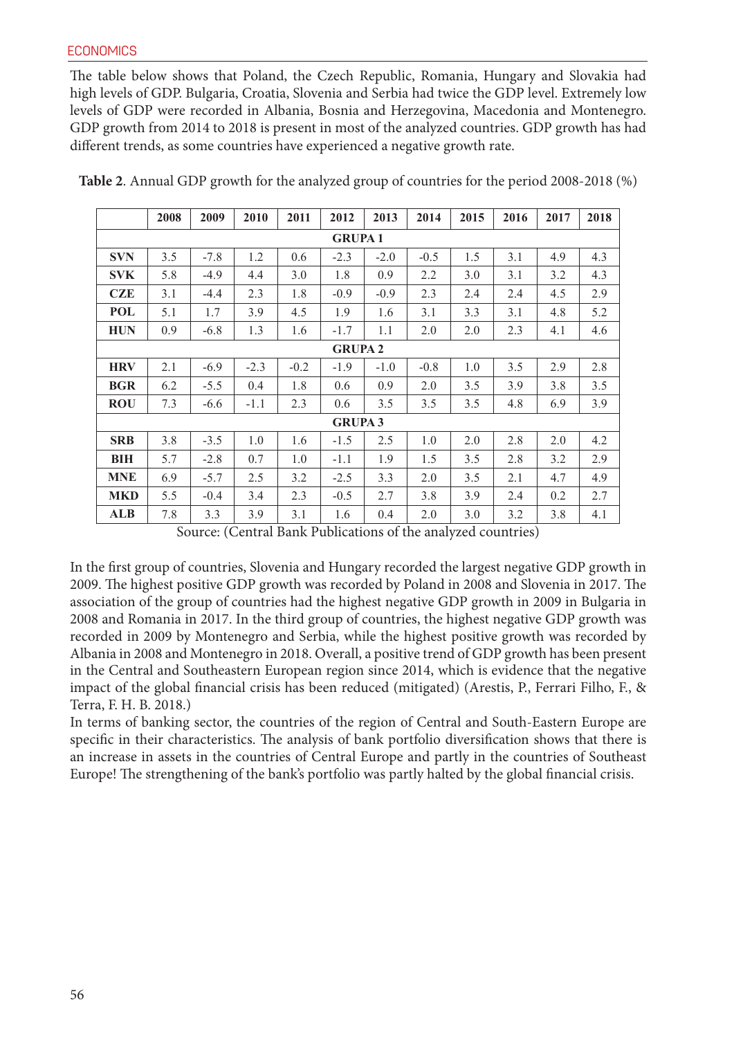The table below shows that Poland, the Czech Republic, Romania, Hungary and Slovakia had high levels of GDP. Bulgaria, Croatia, Slovenia and Serbia had twice the GDP level. Extremely low levels of GDP were recorded in Albania, Bosnia and Herzegovina, Macedonia and Montenegro. GDP growth from 2014 to 2018 is present in most of the analyzed countries. GDP growth has had different trends, as some countries have experienced a negative growth rate.

**Table 2**. Annual GDP growth for the analyzed group of countries for the period 2008-2018 (%)

| | 2008 | 2009 | 2010 | 2011 | 2012 | 2013 | 2014 | 2015 | 2016 | 2017 | 2018 |
|---|---|---|---|---|---|---|---|---|---|---|---|
| **GRUPA 1** | | | | | | | | | | | |
| **SVN** | 3.5 | -7.8 | 1.2 | 0.6 | -2.3 | -2.0 | -0.5 | 1.5 | 3.1 | 4.9 | 4.3 |
| **SVK** | 5.8 | -4.9 | 4.4 | 3.0 | 1.8 | 0.9 | 2.2 | 3.0 | 3.1 | 3.2 | 4.3 |
| **CZE** | 3.1 | -4.4 | 2.3 | 1.8 | -0.9 | -0.9 | 2.3 | 2.4 | 2.4 | 4.5 | 2.9 |
| **POL** | 5.1 | 1.7 | 3.9 | 4.5 | 1.9 | 1.6 | 3.1 | 3.3 | 3.1 | 4.8 | 5.2 |
| **HUN** | 0.9 | -6.8 | 1.3 | 1.6 | -1.7 | 1.1 | 2.0 | 2.0 | 2.3 | 4.1 | 4.6 |
| **GRUPA 2** | | | | | | | | | | | |
| **HRV** | 2.1 | -6.9 | -2.3 | -0.2 | -1.9 | -1.0 | -0.8 | 1.0 | 3.5 | 2.9 | 2.8 |
| **BGR** | 6.2 | -5.5 | 0.4 | 1.8 | 0.6 | 0.9 | 2.0 | 3.5 | 3.9 | 3.8 | 3.5 |
| **ROU** | 7.3 | -6.6 | -1.1 | 2.3 | 0.6 | 3.5 | 3.5 | 3.5 | 4.8 | 6.9 | 3.9 |
| **GRUPA 3** | | | | | | | | | | | |
| **SRB** | 3.8 | -3.5 | 1.0 | 1.6 | -1.5 | 2.5 | 1.0 | 2.0 | 2.8 | 2.0 | 4.2 |
| **BIH** | 5.7 | -2.8 | 0.7 | 1.0 | -1.1 | 1.9 | 1.5 | 3.5 | 2.8 | 3.2 | 2.9 |
| **MNE** | 6.9 | -5.7 | 2.5 | 3.2 | -2.5 | 3.3 | 2.0 | 3.5 | 2.1 | 4.7 | 4.9 |
| **MKD** | 5.5 | -0.4 | 3.4 | 2.3 | -0.5 | 2.7 | 3.8 | 3.9 | 2.4 | 0.2 | 2.7 |
| **ALB** | 7.8 | 3.3 | 3.9 | 3.1 | 1.6 | 0.4 | 2.0 | 3.0 | 3.2 | 3.8 | 4.1 |

Source: (Central Bank Publications of the analyzed countries)

In the first group of countries, Slovenia and Hungary recorded the largest negative GDP growth in 2009. The highest positive GDP growth was recorded by Poland in 2008 and Slovenia in 2017. The association of the group of countries had the highest negative GDP growth in 2009 in Bulgaria in 2008 and Romania in 2017. In the third group of countries, the highest negative GDP growth was recorded in 2009 by Montenegro and Serbia, while the highest positive growth was recorded by Albania in 2008 and Montenegro in 2018. Overall, a positive trend of GDP growth has been present in the Central and Southeastern European region since 2014, which is evidence that the negative impact of the global financial crisis has been reduced (mitigated) (Arestis, P., Ferrari Filho, F., & Terra, F. H. B. 2018.)

In terms of banking sector, the countries of the region of Central and South-Eastern Europe are specific in their characteristics. The analysis of bank portfolio diversification shows that there is an increase in assets in the countries of Central Europe and partly in the countries of Southeast Europe! The strengthening of the bank's portfolio was partly halted by the global financial crisis.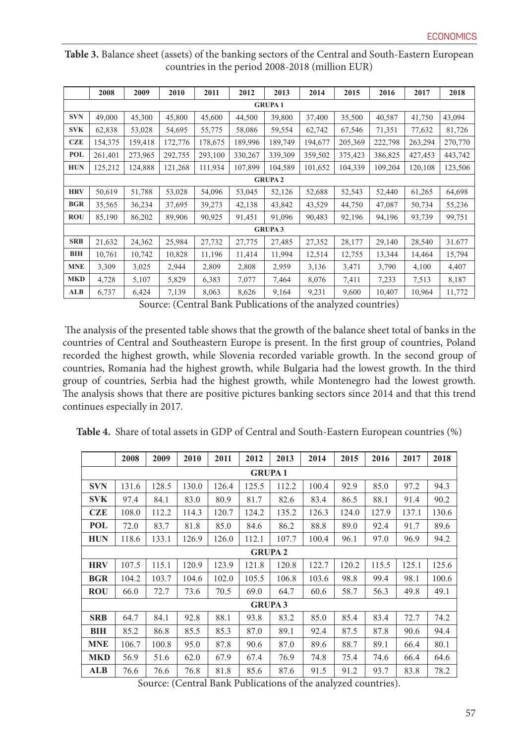**Table 3.** Balance sheet (assets) of the banking sectors of the Central and South-Eastern European countries in the period 2008-2018 (million EUR)

| | 2008 | 2009 | 2010 | 2011 | 2012 | 2013 | 2014 | 2015 | 2016 | 2017 | 2018 |
|---|---|---|---|---|---|---|---|---|---|---|---|
| **GRUPA 1** | | | | | | | | | | | |
| **SVN** | 49,000 | 45,300 | 45,800 | 45,600 | 44,500 | 39,800 | 37,400 | 35,500 | 40,587 | 41,750 | 43,094 |
| **SVK** | 62,838 | 53,028 | 54,695 | 55,775 | 58,086 | 59,554 | 62,742 | 67,546 | 71,351 | 77,632 | 81,726 |
| **CZE** | 154,375 | 159,418 | 172,776 | 178,675 | 189,996 | 189,749 | 194,677 | 205,369 | 222,798 | 263,294 | 270,770 |
| **POL** | 261,401 | 273,965 | 292,755 | 293,100 | 330,267 | 339,309 | 359,502 | 375,423 | 386,825 | 427,453 | 443,742 |
| **HUN** | 125,212 | 124,888 | 121,268 | 111,934 | 107,899 | 104,589 | 101,652 | 104,339 | 109,204 | 120,108 | 123,506 |
| **GRUPA 2** | | | | | | | | | | | |
| **HRV** | 50,619 | 51,788 | 53,028 | 54,096 | 53,045 | 52,126 | 52,688 | 52,543 | 52,440 | 61,265 | 64,698 |
| **BGR** | 35,565 | 36,234 | 37,695 | 39,273 | 42,138 | 43,842 | 43,529 | 44,750 | 47,087 | 50,734 | 55,236 |
| **ROU** | 85,190 | 86,202 | 89,906 | 90,925 | 91,451 | 91,096 | 90,483 | 92,196 | 94,196 | 93,739 | 99,751 |
| **GRUPA 3** | | | | | | | | | | | |
| **SRB** | 21,632 | 24,362 | 25,984 | 27,732 | 27,775 | 27,485 | 27,352 | 28,177 | 29,140 | 28,540 | 31.677 |
| **BIH** | 10,761 | 10,742 | 10,828 | 11,196 | 11,414 | 11,994 | 12,514 | 12,755 | 13,344 | 14,464 | 15,794 |
| **MNE** | 3,309 | 3,025 | 2,944 | 2,809 | 2,808 | 2,959 | 3,136 | 3,471 | 3,790 | 4,100 | 4,407 |
| **MKD** | 4,728 | 5,107 | 5,829 | 6,383 | 7,077 | 7,464 | 8,076 | 7,411 | 7,233 | 7,513 | 8,187 |
| **ALB** | 6,737 | 6,424 | 7,139 | 8,063 | 8,626 | 9,164 | 9,231 | 9,600 | 10,407 | 10,964 | 11,772 |

Source: (Central Bank Publications of the analyzed countries)

The analysis of the presented table shows that the growth of the balance sheet total of banks in the countries of Central and Southeastern Europe is present. In the first group of countries, Poland recorded the highest growth, while Slovenia recorded variable growth. In the second group of countries, Romania had the highest growth, while Bulgaria had the lowest growth. In the third group of countries, Serbia had the highest growth, while Montenegro had the lowest growth. The analysis shows that there are positive pictures banking sectors since 2014 and that this trend continues especially in 2017.

**Table 4.** Share of total assets in GDP of Central and South-Eastern European countries (%)

| | 2008 | 2009 | 2010 | 2011 | 2012 | 2013 | 2014 | 2015 | 2016 | 2017 | 2018 |
|---|---|---|---|---|---|---|---|---|---|---|---|
| **GRUPA 1** | | | | | | | | | | | |
| **SVN** | 131.6 | 128.5 | 130.0 | 126.4 | 125.5 | 112.2 | 100.4 | 92.9 | 85.0 | 97.2 | 94.3 |
| **SVK** | 97.4 | 84.1 | 83.0 | 80.9 | 81.7 | 82.6 | 83.4 | 86.5 | 88.1 | 91.4 | 90.2 |
| **CZE** | 108.0 | 112.2 | 114.3 | 120.7 | 124.2 | 135.2 | 126.3 | 124.0 | 127.9 | 137.1 | 130.6 |
| **POL** | 72.0 | 83.7 | 81.8 | 85.0 | 84.6 | 86.2 | 88.8 | 89.0 | 92.4 | 91.7 | 89.6 |
| **HUN** | 118.6 | 133.1 | 126.9 | 126.0 | 112.1 | 107.7 | 100.4 | 96.1 | 97.0 | 96.9 | 94.2 |
| **GRUPA 2** | | | | | | | | | | | |
| **HRV** | 107.5 | 115.1 | 120.9 | 123.9 | 121.8 | 120.8 | 122.7 | 120.2 | 115.5 | 125.1 | 125.6 |
| **BGR** | 104.2 | 103.7 | 104.6 | 102.0 | 105.5 | 106.8 | 103.6 | 98.8 | 99.4 | 98.1 | 100.6 |
| **ROU** | 66.0 | 72.7 | 73.6 | 70.5 | 69.0 | 64.7 | 60.6 | 58.7 | 56.3 | 49.8 | 49.1 |
| **GRUPA 3** | | | | | | | | | | | |
| **SRB** | 64.7 | 84.1 | 92.8 | 88.1 | 93.8 | 83.2 | 85.0 | 85.4 | 83.4 | 72.7 | 74.2 |
| **BIH** | 85.2 | 86.8 | 85.5 | 85.3 | 87.0 | 89.1 | 92.4 | 87.5 | 87.8 | 90.6 | 94.4 |
| **MNE** | 106.7 | 100.8 | 95.0 | 87.8 | 90.6 | 87.0 | 89.6 | 88.7 | 89.1 | 66.4 | 80.1 |
| **MKD** | 56.9 | 51.6 | 62.0 | 67.9 | 67.4 | 76.9 | 74.8 | 75.4 | 74.6 | 66.4 | 64.6 |
| **ALB** | 76.6 | 76.6 | 76.8 | 81.8 | 85.6 | 87.6 | 91.5 | 91.2 | 93.7 | 83.8 | 78.2 |

Source: (Central Bank Publications of the analyzed countries).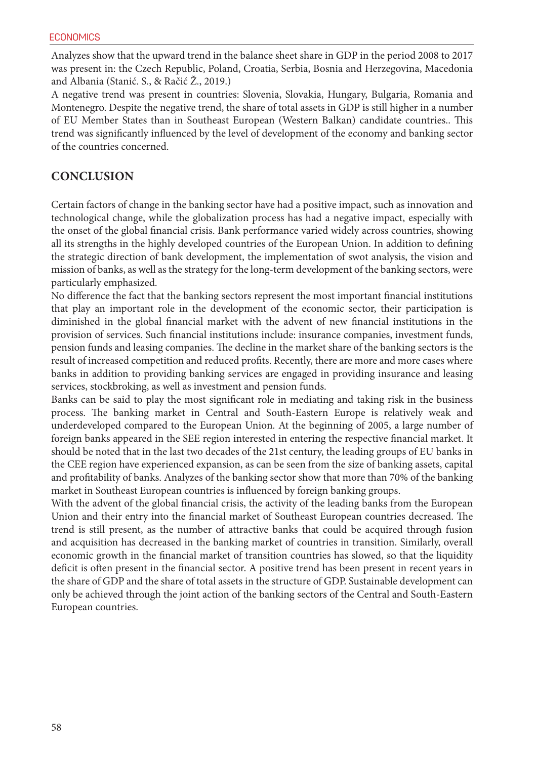Analyzes show that the upward trend in the balance sheet share in GDP in the period 2008 to 2017 was present in: the Czech Republic, Poland, Croatia, Serbia, Bosnia and Herzegovina, Macedonia and Albania (Stanić. S., & Račić Ž., 2019.)

A negative trend was present in countries: Slovenia, Slovakia, Hungary, Bulgaria, Romania and Montenegro. Despite the negative trend, the share of total assets in GDP is still higher in a number of EU Member States than in Southeast European (Western Balkan) candidate countries.. This trend was significantly influenced by the level of development of the economy and banking sector of the countries concerned.

## CONCLUSION

Certain factors of change in the banking sector have had a positive impact, such as innovation and technological change, while the globalization process has had a negative impact, especially with the onset of the global financial crisis. Bank performance varied widely across countries, showing all its strengths in the highly developed countries of the European Union. In addition to defining the strategic direction of bank development, the implementation of swot analysis, the vision and mission of banks, as well as the strategy for the long-term development of the banking sectors, were particularly emphasized.

No difference the fact that the banking sectors represent the most important financial institutions that play an important role in the development of the economic sector, their participation is diminished in the global financial market with the advent of new financial institutions in the provision of services. Such financial institutions include: insurance companies, investment funds, pension funds and leasing companies. The decline in the market share of the banking sectors is the result of increased competition and reduced profits. Recently, there are more and more cases where banks in addition to providing banking services are engaged in providing insurance and leasing services, stockbroking, as well as investment and pension funds.

Banks can be said to play the most significant role in mediating and taking risk in the business process. The banking market in Central and South-Eastern Europe is relatively weak and underdeveloped compared to the European Union. At the beginning of 2005, a large number of foreign banks appeared in the SEE region interested in entering the respective financial market. It should be noted that in the last two decades of the 21st century, the leading groups of EU banks in the CEE region have experienced expansion, as can be seen from the size of banking assets, capital and profitability of banks. Analyzes of the banking sector show that more than 70% of the banking market in Southeast European countries is influenced by foreign banking groups.

With the advent of the global financial crisis, the activity of the leading banks from the European Union and their entry into the financial market of Southeast European countries decreased. The trend is still present, as the number of attractive banks that could be acquired through fusion and acquisition has decreased in the banking market of countries in transition. Similarly, overall economic growth in the financial market of transition countries has slowed, so that the liquidity deficit is often present in the financial sector. A positive trend has been present in recent years in the share of GDP and the share of total assets in the structure of GDP. Sustainable development can only be achieved through the joint action of the banking sectors of the Central and South-Eastern European countries.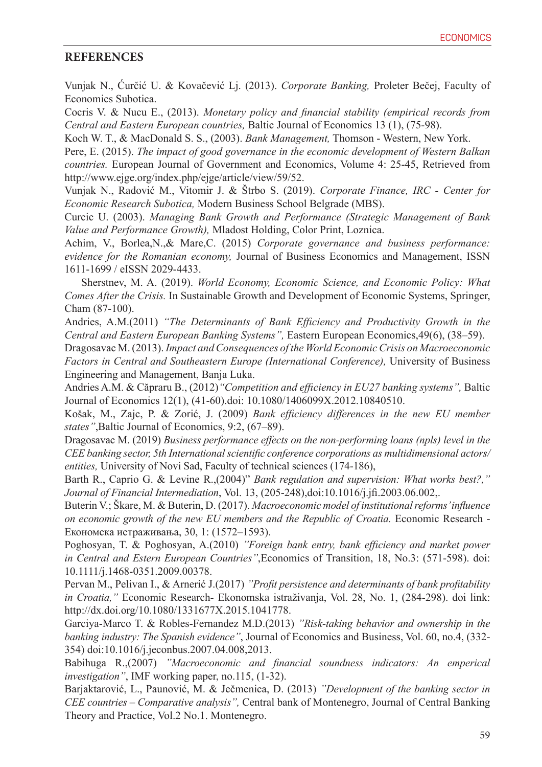## REFERENCES

Vunjak N., Ćurčić U. & Kovačević Lj. (2013). *Corporate Banking,* Proleter Bečej, Faculty of Economics Subotica.

Cocris V. & Nucu E., (2013). *Monetary policy and financial stability (empirical records from Central and Eastern European countries,* Baltic Journal of Economics 13 (1), (75-98).

Koch W. T., & MacDonald S. S., (2003). *Bank Management,* Thomson - Western, New York.

Pere, E. (2015). *The impact of good governance in the economic development of Western Balkan countries.* European Journal of Government and Economics, Volume 4: 25-45, Retrieved from http://www.ejge.org/index.php/ejge/article/view/59/52.

Vunjak N., Radović M., Vitomir J. & Štrbo S. (2019). *Corporate Finance, IRC - Center for Economic Research Subotica,* Modern Business School Belgrade (MBS).

Curcic U. (2003). *Managing Bank Growth and Performance (Strategic Management of Bank Value and Performance Growth),* Mladost Holding, Color Print, Loznica.

Achim, V., Borlea,N.,& Mare,C. (2015) *Corporate governance and business performance: evidence for the Romanian economy,* Journal of Business Economics and Management, ISSN 1611-1699 / eISSN 2029-4433.

Sherstnev, M. A. (2019). *World Economy, Economic Science, and Economic Policy: What Comes After the Crisis.* In Sustainable Growth and Development of Economic Systems, Springer, Cham (87-100).

Andries, A.M.(2011) *"The Determinants of Bank Efficiency and Productivity Growth in the Central and Eastern European Banking Systems",* Eastern European Economics,49(6), (38–59).

Dragosavac M. (2013). *Impact and Consequences of the World Economic Crisis on Macroeconomic Factors in Central and Southeastern Europe (International Conference),* University of Business Engineering and Management, Banja Luka.

Andries A.M. & Căpraru B., (2012)*"Competition and efficiency in EU27 banking systems",* Baltic Journal of Economics 12(1), (41-60).doi: 10.1080/1406099X.2012.10840510.

Košak, M., Zajc, P. & Zorić, J. (2009) *Bank efficiency differences in the new EU member states"*,Baltic Journal of Economics, 9:2, (67–89).

Dragosavac M. (2019) *Business performance effects on the non-performing loans (npls) level in the CEE banking sector, 5th International scientific conference corporations as multidimensional actors/entities,* University of Novi Sad, Faculty of technical sciences (174-186),

Barth R., Caprio G. & Levine R.,(2004)" *Bank regulation and supervision: What works best?," Journal of Financial Intermediation*, Vol. 13, (205-248),doi:10.1016/j.jfi.2003.06.002,.

Buterin V.; Škare, M. & Buterin, D. (2017). *Macroeconomic model of institutional reforms' influence on economic growth of the new EU members and the Republic of Croatia.* Economic Research - Економска истраживања, 30, 1: (1572–1593).

Poghosyan, T. & Poghosyan, A.(2010) *"Foreign bank entry, bank efficiency and market power in Central and Estern European Countries"*,Economics of Transition, 18, No.3: (571-598). doi: 10.1111/j.1468-0351.2009.00378.

Pervan M., Pelivan I., & Arnerić J.(2017) *"Profit persistence and determinants of bank profitability in Croatia,"* Economic Research- Ekonomska istraživanja, Vol. 28, No. 1, (284-298). doi link: http://dx.doi.org/10.1080/1331677X.2015.1041778.

Garciya-Marco T. & Robles-Fernandez M.D.(2013) *"Risk-taking behavior and ownership in the banking industry: The Spanish evidence"*, Journal of Economics and Business, Vol. 60, no.4, (332-354) doi:10.1016/j.jeconbus.2007.04.008,2013.

Babihuga R.,(2007) *"Macroeconomic and financial soundness indicators: An emperical investigation"*, IMF working paper, no.115, (1-32).

Barjaktarović, L., Paunović, M. & Ječmenica, D. (2013) *"Development of the banking sector in CEE countries – Comparative analysis",* Central bank of Montenegro, Journal of Central Banking Theory and Practice, Vol.2 No.1. Montenegro.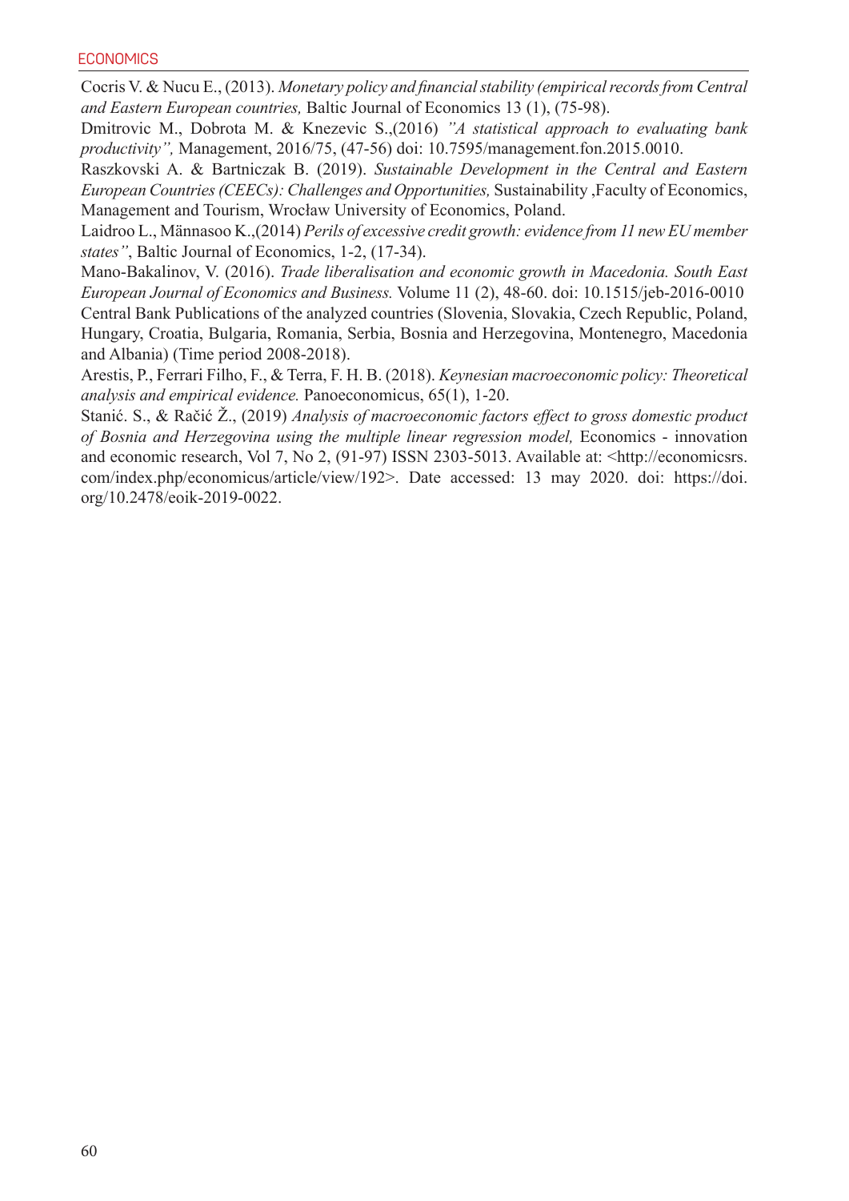Cocris V. & Nucu E., (2013). *Monetary policy and financial stability (empirical records from Central and Eastern European countries,* Baltic Journal of Economics 13 (1), (75-98).

Dmitrovic M., Dobrota M. & Knezevic S.,(2016) *"A statistical approach to evaluating bank productivity",* Management, 2016/75, (47-56) doi: 10.7595/management.fon.2015.0010.

Raszkovski A. & Bartniczak B. (2019). *Sustainable Development in the Central and Eastern European Countries (CEECs): Challenges and Opportunities,* Sustainability ,Faculty of Economics, Management and Tourism, Wrocław University of Economics, Poland.

Laidroo L., Männasoo K.,(2014) *Perils of excessive credit growth: evidence from 11 new EU member states"*, Baltic Journal of Economics, 1-2, (17-34).

Mano-Bakalinov, V. (2016). *Trade liberalisation and economic growth in Macedonia. South East European Journal of Economics and Business.* Volume 11 (2), 48-60. doi: 10.1515/jeb-2016-0010

Central Bank Publications of the analyzed countries (Slovenia, Slovakia, Czech Republic, Poland, Hungary, Croatia, Bulgaria, Romania, Serbia, Bosnia and Herzegovina, Montenegro, Macedonia and Albania) (Time period 2008-2018).

Arestis, P., Ferrari Filho, F., & Terra, F. H. B. (2018). *Keynesian macroeconomic policy: Theoretical analysis and empirical evidence.* Panoeconomicus, 65(1), 1-20.

Stanić. S., & Račić Ž., (2019) *Analysis of macroeconomic factors effect to gross domestic product of Bosnia and Herzegovina using the multiple linear regression model,* Economics - innovation and economic research, Vol 7, No 2, (91-97) ISSN 2303-5013. Available at: <http://economicsrs.com/index.php/economicus/article/view/192>. Date accessed: 13 may 2020. doi: https://doi.org/10.2478/eoik-2019-0022.